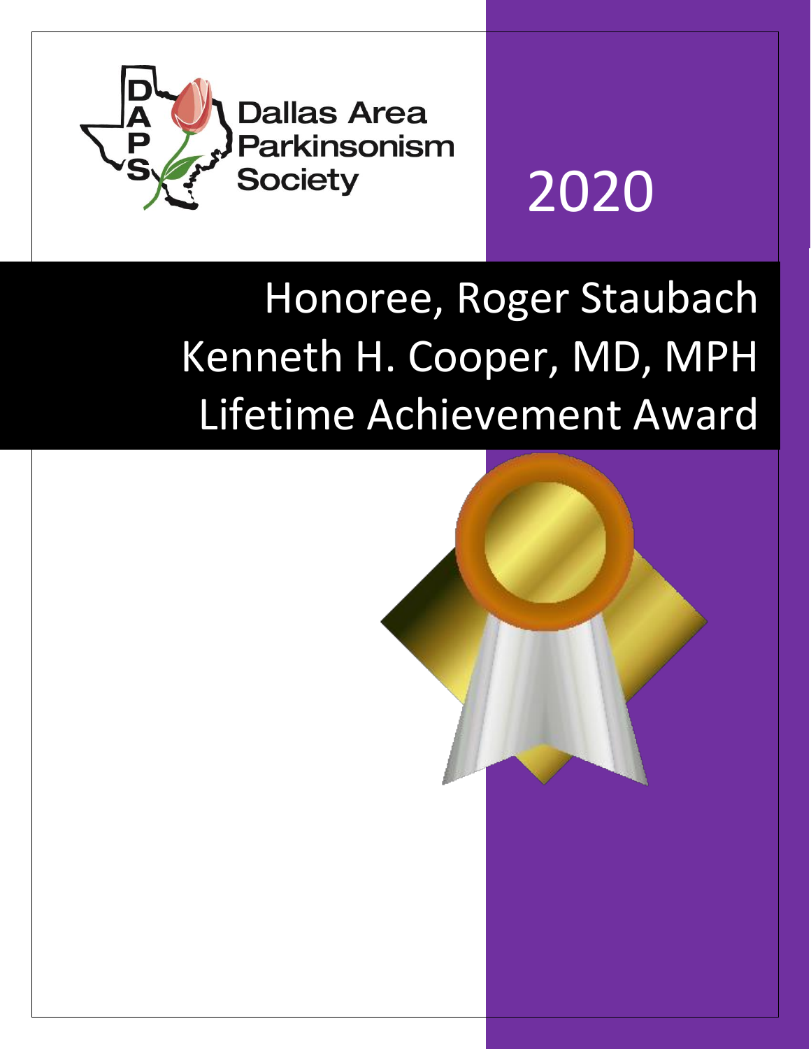Dallas Area Parkinsonism Society

# 2020

## Honoree, Roger Staubach

## Kenneth H. Cooper, MD, MPH Lifetime Achievement Award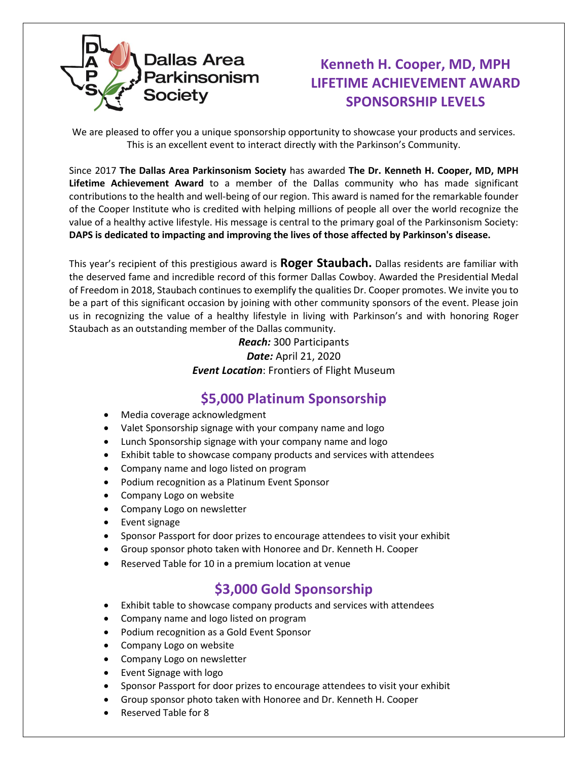Dallas Area Parkinsonism Society

# Kenneth H. Cooper, MD, MPH LIFETIME ACHIEVEMENT AWARD SPONSORSHIP LEVELS

We are pleased to offer you a unique sponsorship opportunity to showcase your products and services. This is an excellent event to interact directly with the Parkinson's Community.

Since 2017 **The Dallas Area Parkinsonism Society** has awarded **The Dr. Kenneth H. Cooper, MD, MPH Lifetime Achievement Award** to a member of the Dallas community who has made significant contributions to the health and well-being of our region. This award is named for the remarkable founder of the Cooper Institute who is credited with helping millions of people all over the world recognize the value of a healthy active lifestyle. His message is central to the primary goal of the Parkinsonism Society: **DAPS is dedicated to impacting and improving the lives of those affected by Parkinson's disease.**

This year's recipient of this prestigious award is **Roger Staubach.** Dallas residents are familiar with the deserved fame and incredible record of this former Dallas Cowboy. Awarded the Presidential Medal of Freedom in 2018, Staubach continues to exemplify the qualities Dr. Cooper promotes. We invite you to be a part of this significant occasion by joining with other community sponsors of the event. Please join us in recognizing the value of a healthy lifestyle in living with Parkinson's and with honoring Roger Staubach as an outstanding member of the Dallas community.

***Reach:*** 300 Participants
***Date:*** April 21, 2020
***Event Location***: Frontiers of Flight Museum

## $5,000 Platinum Sponsorship

- Media coverage acknowledgment
- Valet Sponsorship signage with your company name and logo
- Lunch Sponsorship signage with your company name and logo
- Exhibit table to showcase company products and services with attendees
- Company name and logo listed on program
- Podium recognition as a Platinum Event Sponsor
- Company Logo on website
- Company Logo on newsletter
- Event signage
- Sponsor Passport for door prizes to encourage attendees to visit your exhibit
- Group sponsor photo taken with Honoree and Dr. Kenneth H. Cooper
- Reserved Table for 10 in a premium location at venue

## $3,000 Gold Sponsorship

- Exhibit table to showcase company products and services with attendees
- Company name and logo listed on program
- Podium recognition as a Gold Event Sponsor
- Company Logo on website
- Company Logo on newsletter
- Event Signage with logo
- Sponsor Passport for door prizes to encourage attendees to visit your exhibit
- Group sponsor photo taken with Honoree and Dr. Kenneth H. Cooper
- Reserved Table for 8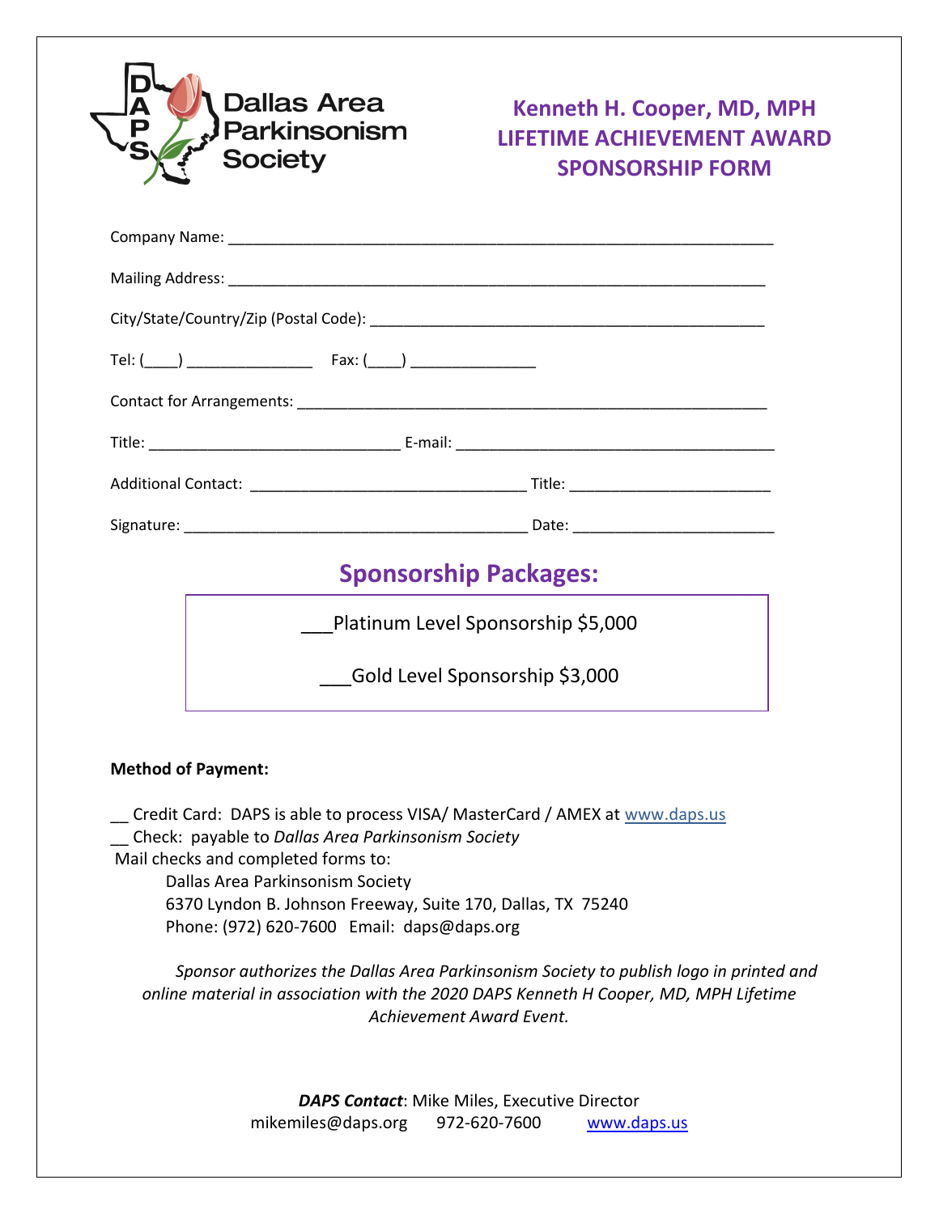Dallas Area Parkinsonism Society

# Kenneth H. Cooper, MD, MPH LIFETIME ACHIEVEMENT AWARD SPONSORSHIP FORM

Company Name: ________________________________________________________________

Mailing Address: ______________________________________________________________

City/State/Country/Zip (Postal Code): ___________________________________________

Tel: (____) _______________ Fax: (____) _______________

Contact for Arrangements: _____________________________________________________

Title: ______________________________ E-mail: ______________________________________

Additional Contact: ________________________________ Title: _______________________

Signature: _________________________________________ Date: _______________________

## Sponsorship Packages:

___Platinum Level Sponsorship $5,000

___Gold Level Sponsorship $3,000

**Method of Payment:**

__ Credit Card: DAPS is able to process VISA/ MasterCard / AMEX at www.daps.us
__ Check: payable to *Dallas Area Parkinsonism Society*
Mail checks and completed forms to:

Dallas Area Parkinsonism Society
6370 Lyndon B. Johnson Freeway, Suite 170, Dallas, TX 75240
Phone: (972) 620-7600 Email: daps@daps.org

*Sponsor authorizes the Dallas Area Parkinsonism Society to publish logo in printed and online material in association with the 2020 DAPS Kenneth H Cooper, MD, MPH Lifetime Achievement Award Event.*

***DAPS Contact***: Mike Miles, Executive Director
mikemiles@daps.org 972-620-7600 www.daps.us